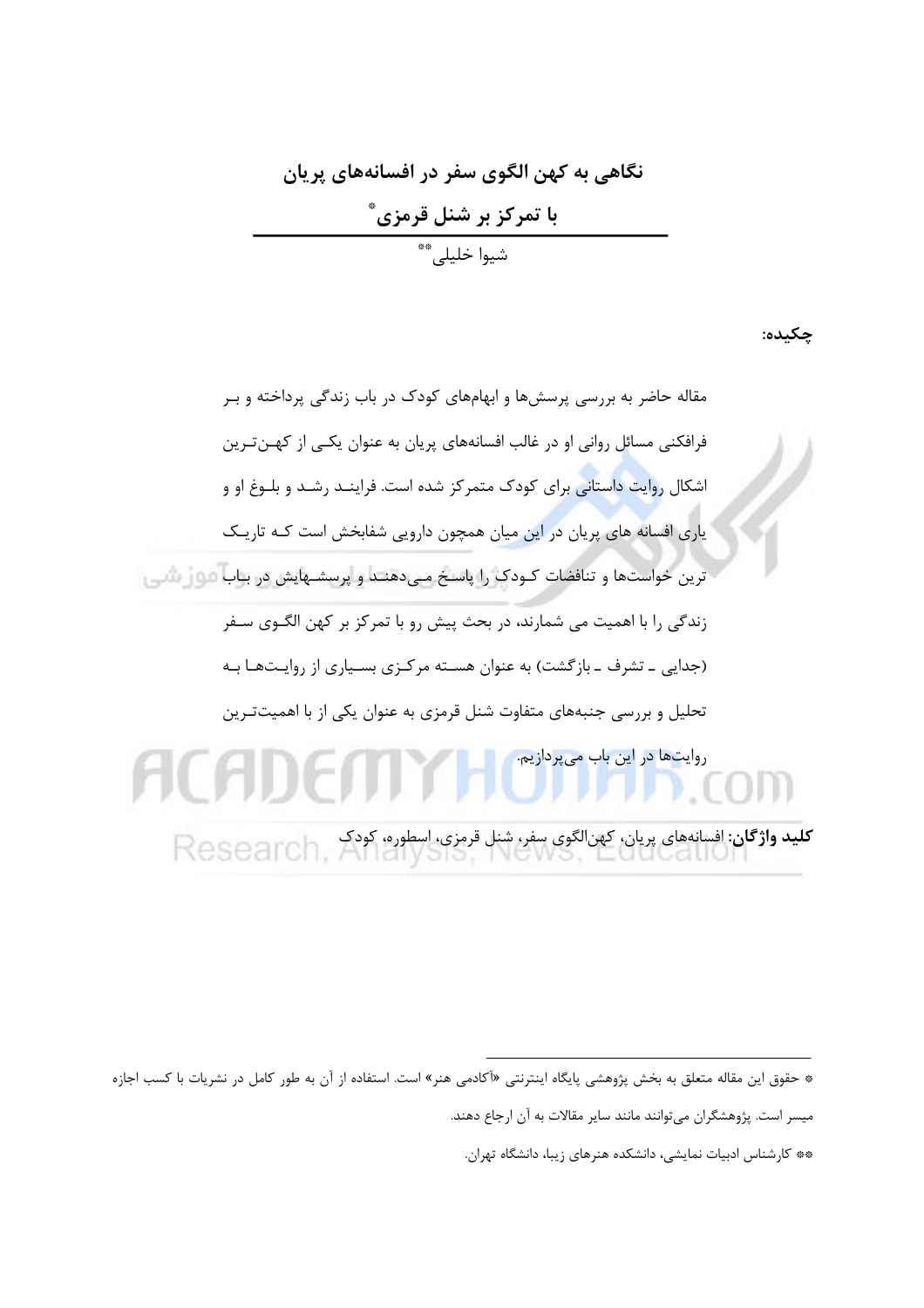# نگاهی به کهن الگوی سفر در افسانه‌های پریان

# با تمرکز بر شنل قرمزی*

شیوا خلیلی**

**چکیده:**

مقاله حاضر به بررسی پرسش‌ها و ابهام‌های کودک در باب زندگی پرداخته و بر فرافکنی مسائل روانی او در غالب افسانه‌های پریان به عنوان یکی از کهن‌ترین اشکال روایت داستانی برای کودک متمرکز شده است. فرایند رشد و بلوغ او و یاری افسانه های پریان در این میان همچون دارویی شفابخش است که تاریک ترین خواست‌ها و تناقضات کودک را پاسخ می‌دهند و پرسش‌هایش در باب زندگی را با اهمیت می شمارند، در بحث پیش رو با تمرکز بر کهن الگوی سفر (جدایی ـ تشرف ـ بازگشت) به عنوان هسته مرکزی بسیاری از روایت‌ها به تحلیل و بررسی جنبه‌های متفاوت شنل قرمزی به عنوان یکی از با اهمیت‌ترین روایت‌ها در این باب می‌پردازیم.

**کلید واژگان:** افسانه‌های پریان، کهن‌الگوی سفر، شنل قرمزی، اسطوره، کودک

---

* حقوق این مقاله متعلق به بخش پژوهشی پایگاه اینترنتی «آکادمی هنر» است. استفاده از آن به طور کامل در نشریات با کسب اجازه میسر است. پژوهشگران می‌توانند مانند سایر مقالات به آن ارجاع دهند.

** کارشناس ادبیات نمایشی، دانشکده هنرهای زیبا، دانشگاه تهران.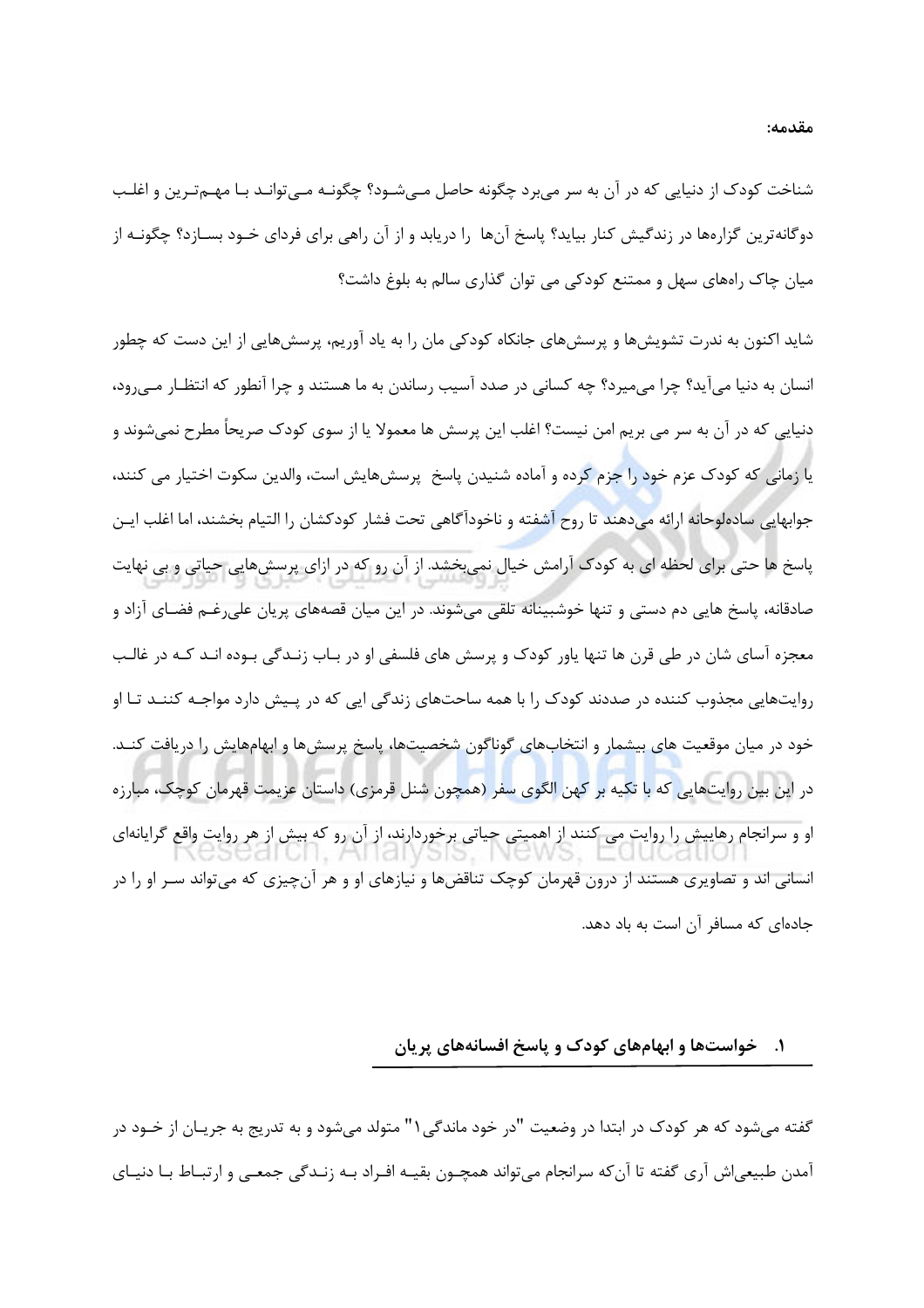**مقدمه:**

شناخت کودک از دنیایی که در آن به سر می‌برد چگونه حاصل می‌شود؟ چگونه می‌تواند با مهم‌ترین و اغلب دوگانه‌ترین گزاره‌ها در زندگیش کنار بیاید؟ پاسخ آن‌ها را دریابد و از آن راهی برای فردای خود بسازد؟ چگونه از میان چاک راه‌های سهل و ممتنع کودکی می توان گذاری سالم به بلوغ داشت؟

شاید اکنون به ندرت تشویش‌ها و پرسش‌های جانکاه کودکی مان را به یاد آوریم، پرسش‌هایی از این دست که چطور انسان به دنیا می‌آید؟ چرا می‌میرد؟ چه کسانی در صدد آسیب رساندن به ما هستند و چرا آنطور که انتظار می‌رود، دنیایی که در آن به سر می بریم امن نیست؟ اغلب این پرسش ها معمولا یا از سوی کودک صریحاً مطرح نمی‌شوند و یا زمانی که کودک عزم خود را جزم کرده و آماده شنیدن پاسخ پرسش‌هایش است، والدین سکوت اختیار می کنند، جوابهایی ساده‌لوحانه ارائه می‌دهند تا روح آشفته و ناخودآگاهی تحت فشار کودکشان را التیام بخشند، اما اغلب این پاسخ ها حتی برای لحظه ای به کودک آرامش خیال نمی‌بخشد. از آن رو که در ازای پرسش‌هایی حیاتی و بی نهایت صادقانه، پاسخ هایی دم دستی و تنها خوشبینانه تلقی می‌شوند. در این میان قصه‌های پریان علی‌رغم فضای آزاد و معجزه آسای شان در طی قرن ها تنها یاور کودک و پرسش های فلسفی او در باب زندگی بوده اند که در غالب روایت‌هایی مجذوب کننده در صددند کودک را با همه ساحت‌های زندگی ایی که در پیش دارد مواجه کنند تا او خود در میان موقعیت های بیشمار و انتخاب‌های گوناگون شخصیت‌ها، پاسخ پرسش‌ها و ابهام‌هایش را دریافت کند. در این بین روایت‌هایی که با تکیه بر کهن الگوی سفر (همچون شنل قرمزی) داستان عزیمت قهرمان کوچک، مبارزه او و سرانجام رهاییش را روایت می کنند از اهمیتی حیاتی برخوردارند، از آن رو که بیش از هر روایت واقع گرایانه‌ای انسانی اند و تصاویری هستند از درون قهرمان کوچک تناقض‌ها و نیازهای او و هر آن‌چیزی که می‌تواند سر او را در جاده‌ای که مسافر آن است به باد دهد.

## ۱. خواست‌ها و ابهام‌های کودک و پاسخ افسانه‌های پریان

گفته می‌شود که هر کودک در ابتدا در وضعیت "در خود ماندگی۱" متولد می‌شود و به تدریج به جریان از خود در آمدن طبیعی‌اش آری گفته تا آن‌که سرانجام می‌تواند همچون بقیه افراد به زندگی جمعی و ارتباط با دنیای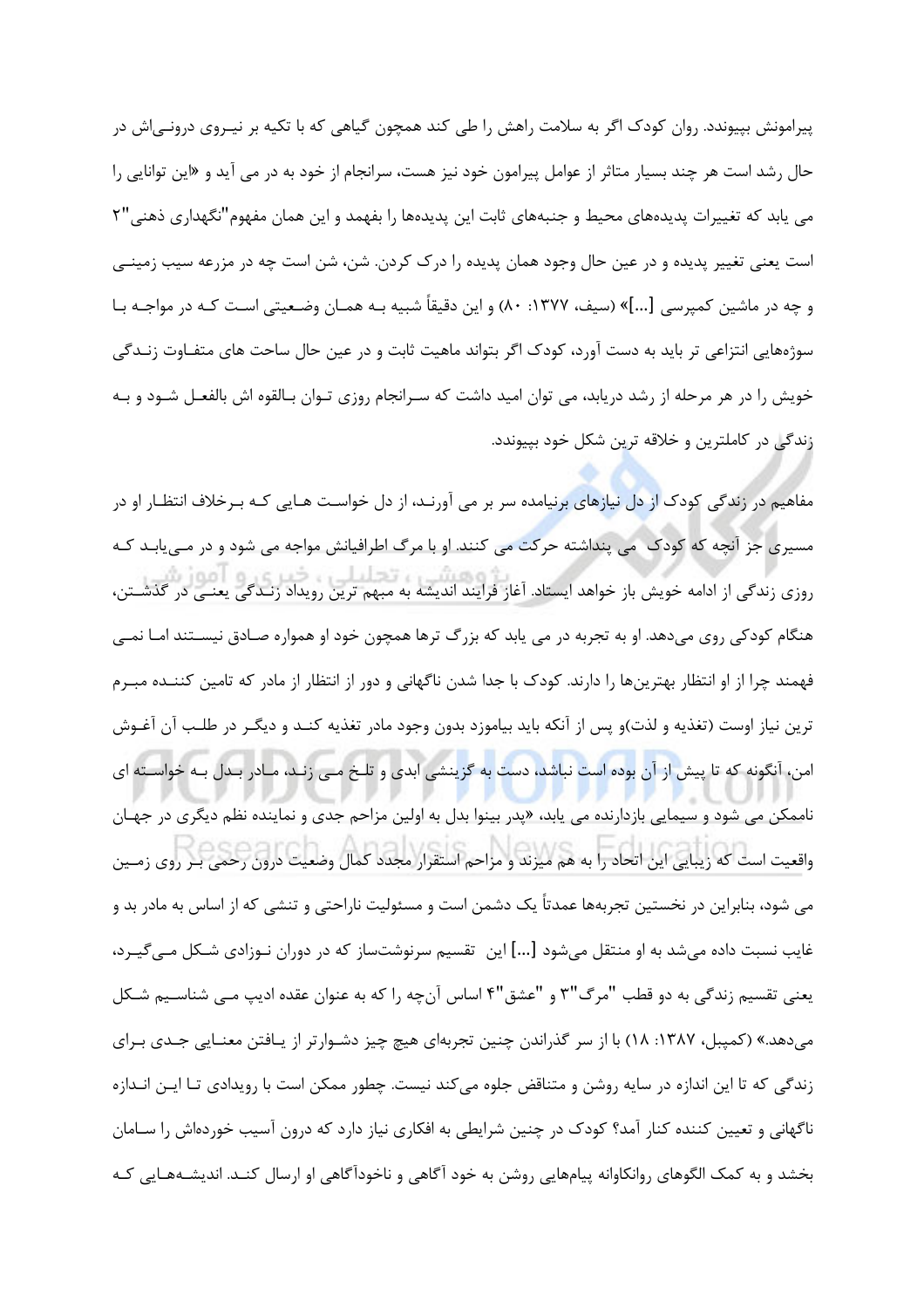پیرامونش بپیوندد. روان کودک اگر به سلامت راهش را طی کند همچون گیاهی که با تکیه بر نیروی درونی‌اش در حال رشد است هر چند بسیار متاثر از عوامل پیرامون خود نیز هست، سرانجام از خود به در می آید و «این توانایی را می یابد که تغییرات پدیده‌های محیط و جنبه‌های ثابت این پدیده‌ها را بفهمد و این همان مفهوم"نگهداری ذهنی"۲ است یعنی تغییر پدیده و در عین حال وجود همان پدیده را درک کردن. شن، شن است چه در مزرعه سیب زمینی و چه در ماشین کمپرسی [...]» (سیف، ۱۳۷۷: ۸۰) و این دقیقاً شبیه بـه همـان وضـعیتی اسـت کـه در مواجـه بـا سوژه‌هایی انتزاعی تر باید به دست آورد، کودک اگر بتواند ماهیت ثابت و در عین حال ساحت های متفـاوت زنـدگی خویش را در هر مرحله از رشد دریابد، می توان امید داشت که سـرانجام روزی تـوان بـالقوه اش بالفعـل شـود و بـه زندگی در کاملترین و خلاقه ترین شکل خود بپیوندد.

مفاهیم در زندگی کودک از دل نیازهای برنیامده سر بر می آورنـد، از دل خواسـت هـایی کـه بـرخلاف انتظـار او در مسیری جز آنچه که کودک می پنداشته حرکت می کنند. او با مرگ اطرافیانش مواجه می شود و در مـی‌یابـد کـه روزی زندگی از ادامه خویش باز خواهد ایستاد. آغاز فرایند اندیشه به مبهم ترین رویداد زنـدگی یعنـی در گذشـتن، هنگام کودکی روی می‌دهد. او به تجربه در می یابد که بزرگ ترها همچون خود او همواره صـادق نیسـتند امـا نمـی فهمند چرا از او انتظار بهترین‌ها را دارند. کودک با جدا شدن ناگهانی و دور از انتظار از مادر که تامین کننـده مبـرم ترین نیاز اوست (تغذیه و لذت)و پس از آنکه باید بیاموزد بدون وجود مادر تغذیه کنـد و دیگـر در طلـب آن آغـوش امن، آنگونه که تا پیش از آن بوده است نباشد، دست به گزینشی ابدی و تلـخ مـی زنـد، مـادر بـدل بـه خواسـته ای ناممکن می شود و سیمایی بازدارنده می یابد، «پدر بینوا بدل به اولین مزاحم جدی و نماینده نظم دیگری در جهـان واقعیت است که زیبایی این اتحاد را به هم میزند و مزاحم استقرار مجدد کمال وضعیت درون رحمی بـر روی زمـین می شود، بنابراین در نخستین تجربه‌ها عمدتاً یک دشمن است و مسئولیت ناراحتی و تنشی که از اساس به مادر بد و غایب نسبت داده می‌شد به او منتقل می‌شود [...] این تقسیم سرنوشت‌ساز که در دوران نـوزادی شـکل مـی‌گیـرد، یعنی تقسیم زندگی به دو قطب "مرگ"۳ و "عشق"۴ اساس آن‌چه را که به عنوان عقده ادیپ مـی شناسـیم شـکل می‌دهد.» (کمپبل، ۱۳۸۷: ۱۸) با از سر گذراندن چنین تجربه‌ای هیچ چیز دشـوارتر از یـافتن معنـایی جـدی بـرای زندگی که تا این اندازه در سایه روشن و متناقض جلوه می‌کند نیست. چطور ممکن است با رویدادی تـا ایـن انـدازه ناگهانی و تعیین کننده کنار آمد؟ کودک در چنین شرایطی به افکاری نیاز دارد که درون آسیب خورده‌اش را سـامان بخشد و به کمک الگوهای روانکاوانه پیام‌هایی روشن به خود آگاهی و ناخودآگاهی او ارسال کنـد. اندیشـه‌هـایی کـه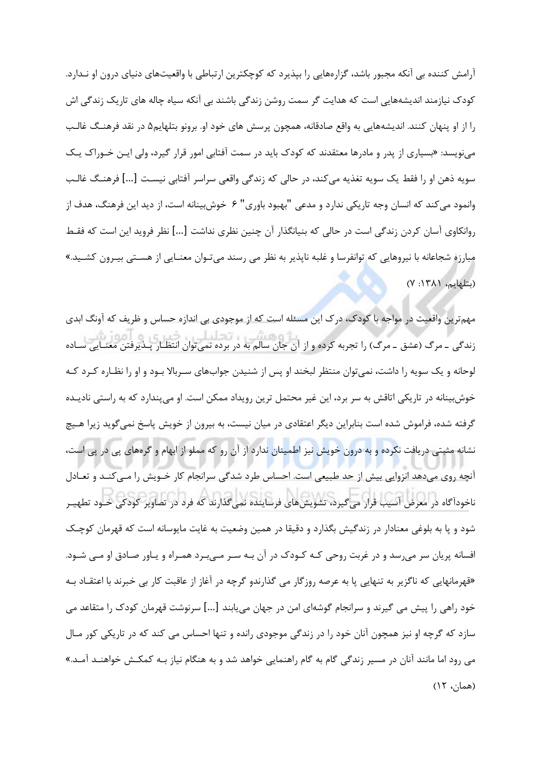آرامش کننده بی آنکه مجبور باشد، گزاره‌هایی را بپذیرد که کوچکترین ارتباطی با واقعیت‌های دنیای درون او نـدارد. کودک نیازمند اندیشه‌هایی است که هدایت گر سمت روشن زندگی باشند بی آنکه سیاه چاله های تاریک زندگی اش را از او پنهان کنند. اندیشه‌هایی به واقع صادقانه، همچون پرسش های خود او. برونو بتلهایم۵ در نقد فرهنـگ غالـب می‌نویسد: «بسیاری از پدر و مادرها معتقدند که کودک باید در سمت آفتابی امور قرار گیرد، ولی ایـن خـوراک یـک سویه ذهن او را فقط یک سویه تغذیه می‌کند، در حالی که زندگی واقعی سراسر آفتابی نیسـت [...] فرهنـگ غالـب وانمود می‌کند که انسان وجه تاریکی ندارد و مدعی "بهبود باوری" ۶ خوش‌بینانه است، از دید این فرهنگ، هدف از روانکاوی آسان کردن زندگی است در حالی که بنیانگذار آن چنین نظری نداشت [...] نظر فروید این است که فقـط مبارزه شجاعانه با نیروهایی که توانفرسا و غلبه ناپذیر به نظر می رسند می‌تـوان معنـایی از هسـتی بیـرون کشـید.» (بتلهایم، ۱۳۸۱: ۷)

مهم‌ترین واقعیت در مواجه با کودک، درک این مسئله است که از موجودی بی اندازه حساس و ظریف که آونگ ابدی زندگی ـ مرگ (عشق ـ مرگ) را تجربه کرده و از آن جان سالم به در برده نمی‌توان انتظـار پـذیرفتن معنـایی سـاده لوحانه و یک سویه را داشت، نمی‌توان منتظر لبخند او پس از شنیدن جواب‌های سـربالا بـود و او را نظـاره کـرد کـه خوش‌بینانه در تاریکی اتاقش به سر برد، این غیر محتمل ترین رویداد ممکن است. او می‌پندارد که به راستی نادیـده گرفته شده، فراموش شده است بنابراین دیگر اعتقادی در میان نیست، به بیرون از خویش پاسخ نمی‌گوید زیرا هـیچ نشانه مثبتی دریافت نکرده و به درون خویش نیز اطمینان ندارد از آن رو که مملو از ابهام و گره‌های پی در پی است، آنچه روی می‌دهد انزوایی بیش از حد طبیعی است. احساس طرد شدگی سرانجام کار خـویش را مـی‌کنـد و تعـادل ناخودآگاه در معرض آسیب قرار می‌گیرد، تشویش‌های فرساینده نمی‌گذارند که فرد در تصاویر کودکی خـود تطهیـر شود و پا به بلوغی معنادار در زندگیش بگذارد و دقیقا در همین وضعیت به غایت مایوسانه است که قهرمان کوچـک افسانه پریان سر می‌رسد و در غربت روحی کـه کـودک در آن بـه سـر مـی‌بـرد همـراه و یـاور صـادق او مـی شـود. «قهرمانهایی که ناگزیر به تنهایی پا به عرصه روزگار می گذارندو گرچه در آغاز از عاقبت کار بی خبرند با اعتقـاد بـه خود راهی را پیش می گیرند و سرانجام گوشه‌ای امن در جهان می‌یابند [...] سرنوشت قهرمان کودک را متقاعد می سازد که گرچه او نیز همچون آنان خود را در زندگی موجودی رانده و تنها احساس می کند که در تاریکی کور مـال می رود اما مانند آنان در مسیر زندگی گام به گام راهنمایی خواهد شد و به هنگام نیاز بـه کمکـش خواهنـد آمـد.» (همان، ۱۲)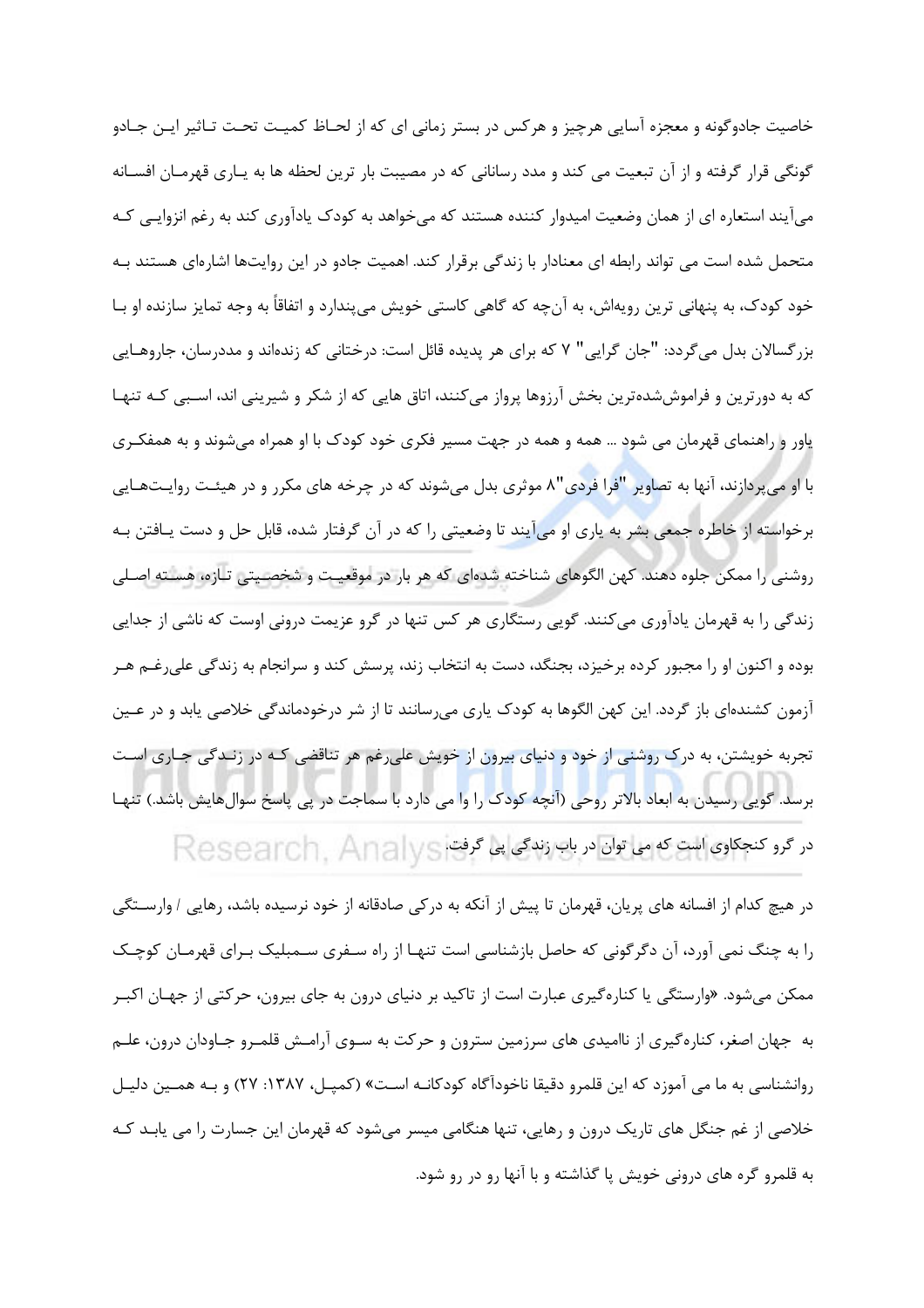خاصیت جادوگونه و معجزه آسایی هرچیز و هرکس در بستر زمانی ای که از لحاظ کمیت تحت تاثیر این جادو گونگی قرار گرفته و از آن تبعیت می کند و مدد رسانانی که در مصیبت بار ترین لحظه ها به یاری قهرمان افسانه می‌آیند استعاره ای از همان وضعیت امیدوار کننده هستند که می‌خواهد به کودک یادآوری کند به رغم انزوایی که متحمل شده است می تواند رابطه ای معنادار با زندگی برقرار کند. اهمیت جادو در این روایت‌ها اشاره‌ای هستند به خود کودک، به پنهانی ترین رویه‌اش، به آن‌چه که گاهی کاستی خویش می‌پندارد و اتفاقاً به وجه تمایز سازنده او با بزرگسالان بدل می‌گردد: "جان گرایی" ۷ که برای هر پدیده قائل است: درختانی که زنده‌اند و مددرسان، جاروهایی که به دورترین و فراموش‌شده‌ترین بخش آرزوها پرواز می‌کنند، اتاق هایی که از شکر و شیرینی اند، اسبی که تنها یاور و راهنمای قهرمان می شود ... همه و همه در جهت مسیر فکری خود کودک با او همراه می‌شوند و به همفکری با او می‌پردازند، آنها به تصاویر "فرا فردی"۸ موثری بدل می‌شوند که در چرخه های مکرر و در هیئت روایت‌هایی برخواسته از خاطره جمعی بشر به یاری او می‌آیند تا وضعیتی را که در آن گرفتار شده، قابل حل و دست یافتن به روشنی را ممکن جلوه دهند. کهن الگوهای شناخته شده‌ای که هر بار در موقعیت و شخصیتی تازه، هسته اصلی زندگی را به قهرمان یادآوری می‌کنند. گویی رستگاری هر کس تنها در گرو عزیمت درونی اوست که ناشی از جدایی بوده و اکنون او را مجبور کرده برخیزد، بجنگد، دست به انتخاب زند، پرسش کند و سرانجام به زندگی علی‌رغم هر آزمون کشنده‌ای باز گردد. این کهن الگوها به کودک یاری می‌رسانند تا از شر درخودماندگی خلاصی یابد و در عین تجربه خویشتن، به درک روشنی از خود و دنیای بیرون از خویش علی‌رغم هر تناقضی که در زندگی جاری است برسد. گویی رسیدن به ابعاد بالاتر روحی (آنچه کودک را وا می دارد با سماجت در پی پاسخ سوال‌هایش باشد.) تنها در گرو کنجکاوی است که می توان در باب زندگی پی گرفت.

در هیچ کدام از افسانه های پریان، قهرمان تا پیش از آنکه به درکی صادقانه از خود نرسیده باشد، رهایی / وارستگی را به چنگ نمی آورد، آن دگرگونی که حاصل بازشناسی است تنها از راه سفری سمبلیک برای قهرمان کوچک ممکن می‌شود. «وارستگی یا کناره‌گیری عبارت است از تاکید بر دنیای درون به جای بیرون، حرکتی از جهان اکبر به جهان اصغر، کناره‌گیری از ناامیدی های سرزمین سترون و حرکت به سوی آرامش قلمرو جاودان درون، علم روانشناسی به ما می آموزد که این قلمرو دقیقا ناخودآگاه کودکانه است» (کمپل، ۱۳۸۷: ۲۷) و به همین دلیل خلاصی از غم جنگل های تاریک درون و رهایی، تنها هنگامی میسر می‌شود که قهرمان این جسارت را می یابد که به قلمرو گره های درونی خویش پا گذاشته و با آنها رو در رو شود.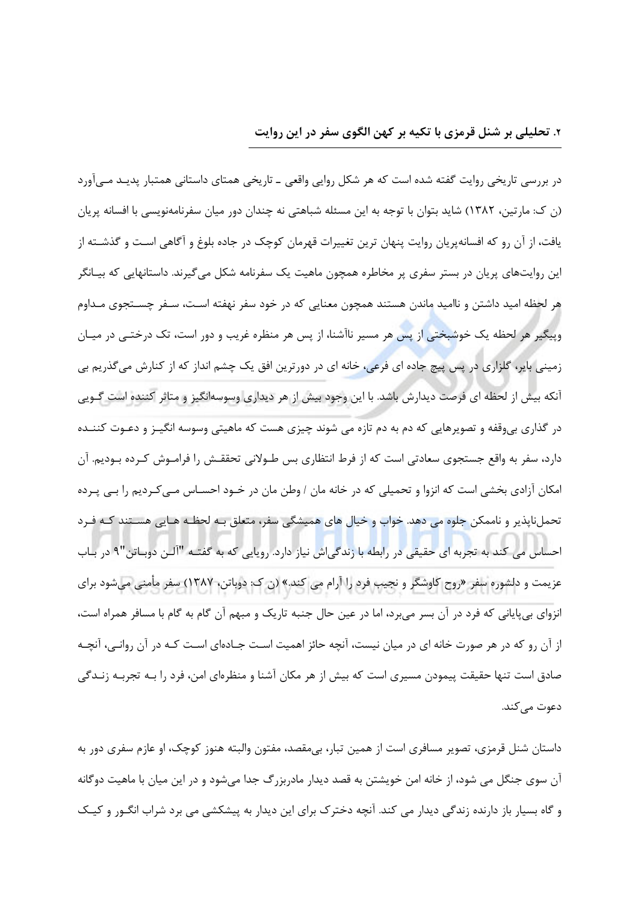## ۲. تحلیلی بر شنل قرمزی با تکیه بر کهن الگوی سفر در این روایت

در بررسی تاریخی روایت گفته شده است که هر شکل روایی واقعی ـ تاریخی همتای داستانی همتبار پدید می‌آورد (ن ک: مارتین، ۱۳۸۲) شاید بتوان با توجه به این مسئله شباهتی نه چندان دور میان سفرنامه‌نویسی با افسانه پریان یافت، از آن رو که افسانه‌پریان روایت پنهان ترین تغییرات قهرمان کوچک در جاده بلوغ و آگاهی است و گذشته از این روایت‌های پریان در بستر سفری پر مخاطره همچون ماهیت یک سفرنامه شکل می‌گیرند. داستانهایی که بیانگر هر لحظه امید داشتن و ناامید ماندن هستند همچون معنایی که در خود سفر نهفته است، سفر جستجوی مداوم وپیگیر هر لحظه یک خوشبختی از پس هر مسیر ناآشنا، از پس هر منظره غریب و دور است، تک درختی در میان زمینی بایر، گلزاری در پس پیچ جاده ای فرعی، خانه ای در دورترین افق یک چشم انداز که از کنارش می‌گذریم بی آنکه بیش از لحظه ای فرصت دیدارش باشد. با این وجود بیش از هر دیداری وسوسه‌انگیز و متاثر کننده است گویی در گذاری بی‌وقفه و تصویرهایی که دم به دم تازه می شوند چیزی هست که ماهیتی وسوسه انگیز و دعوت کننده دارد، سفر به واقع جستجوی سعادتی است که از فرط انتظاری بس طولانی تحققش را فراموش کرده بودیم. آن امکان آزادی بخشی است که انزوا و تحمیلی که در خانه مان / وطن مان در خود احساس می‌کردیم را بی پرده تحمل‌ناپذیر و نامکن جلوه می دهد. خواب و خیال های همیشگی سفر، متعلق به لحظه هایی هستند که فرد احساس می کند به تجربه ای حقیقی در رابطه با زندگی‌اش نیاز دارد. رویایی که به گفته "آلن دوباتن"۹ در باب عزیمت و دلشوره سفر «روح کاوشگر و نجیب فرد را آرام می کند.» (ن ک: دوباتن، ۱۳۸۷) سفر مأمنی می‌شود برای انزوای بی‌پایانی که فرد در آن بسر می‌برد، اما در عین حال جنبه تاریک و مبهم آن گام به گام با مسافر همراه است، از آن رو که در هر صورت خانه ای در میان نیست، آنچه حائز اهمیت است جاده‌ای است که در آن روانی، آنچه صادق است تنها حقیقت پیمودن مسیری است که بیش از هر مکان آشنا و منظره‌ای امن، فرد را به تجربه زندگی دعوت می‌کند.

داستان شنل قرمزی، تصویر مسافری است از همین تبار، بی‌مقصد، مفتون والبته هنوز کوچک، او عازم سفری دور به آن سوی جنگل می شود، از خانه امن خویشتن به قصد دیدار مادربزرگ جدا می‌شود و در این میان با ماهیت دوگانه و گاه بسیار باز دارنده زندگی دیدار می کند. آنچه دخترک برای این دیدار به پیشکشی می برد شراب انگور و کیک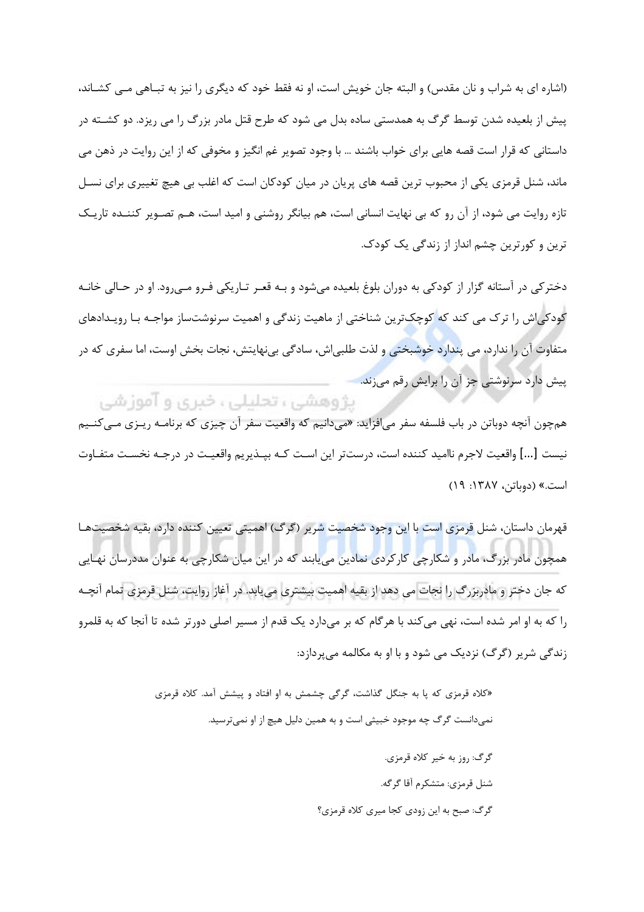(اشاره ای به شراب و نان مقدس) و البته جان خویش است، او نه فقط خود که دیگری را نیز به تباهی می کشاند، پیش از بلعیده شدن توسط گرگ به همدستی ساده بدل می شود که طرح قتل مادر بزرگ را می ریزد. دو کشته در داستانی که قرار است قصه هایی برای خواب باشند ... با وجود تصویر غم انگیز و مخوفی که از این روایت در ذهن می ماند، شنل قرمزی یکی از محبوب ترین قصه های پریان در میان کودکان است که اغلب بی هیچ تغییری برای نسل تازه روایت می شود، از آن رو که بی نهایت انسانی است، هم بیانگر روشنی و امید است، هم تصویر کننده تاریک ترین و کورترین چشم انداز از زندگی یک کودک.

دخترکی در آستانه گزار از کودکی به دوران بلوغ بلعیده می‌شود و به قعر تاریکی فرو می‌رود. او در حالی خانه کودکی‌اش را ترک می کند که کوچک‌ترین شناختی از ماهیت زندگی و اهمیت سرنوشت‌ساز مواجه با رویدادهای متفاوت آن را ندارد، می پندارد خوشبختی و لذت طلبی‌اش، سادگی بی‌نهایتش، نجات بخش اوست، اما سفری که در پیش دارد سرنوشتی جز آن را برایش رقم می‌زند.

همچون آنچه دوباتن در باب فلسفه سفر می‌افزاید: «می‌دانیم که واقعیت سفر آن چیزی که برنامه ریزی می‌کنیم نیست [...] واقعیت لاجرم ناامید کننده است، درست‌تر این است که بپذیریم واقعیت در درجه نخست متفاوت است.» (دوباتن، ۱۳۸۷: ۱۹)

قهرمان داستان، شنل قرمزی است با این وجود شخصیت شریر (گرگ) اهمیتی تعیین کننده دارد، بقیه شخصیت‌ها همچون مادر بزرگ، مادر و شکارچی کارکردی نمادین می‌یابند که در این میان شکارچی به عنوان مددرسان نهایی که جان دختر و مادربزرگ را نجات می دهد از بقیه اهمیت بیشتری می‌یابد. در آغاز روایت، شنل قرمزی تمام آنچه را که به او امر شده است، نهی می‌کند با هرگام که بر می‌دارد یک قدم از مسیر اصلی دورتر شده تا آنجا که به قلمرو زندگی شریر (گرگ) نزدیک می شود و با او به مکالمه می‌پردازد:

> «کلاه قرمزی که پا به جنگل گذاشت، گرگی چشمش به او افتاد و پیشش آمد. کلاه قرمزی نمی‌دانست گرگ چه موجود خبیثی است و به همین دلیل هیچ از او نمی‌ترسید.
>
> گرگ: روز به خیر کلاه قرمزی.
>
> شنل قرمزی: متشکرم آقا گرگه.
>
> گرگ: صبح به این زودی کجا میری کلاه قرمزی؟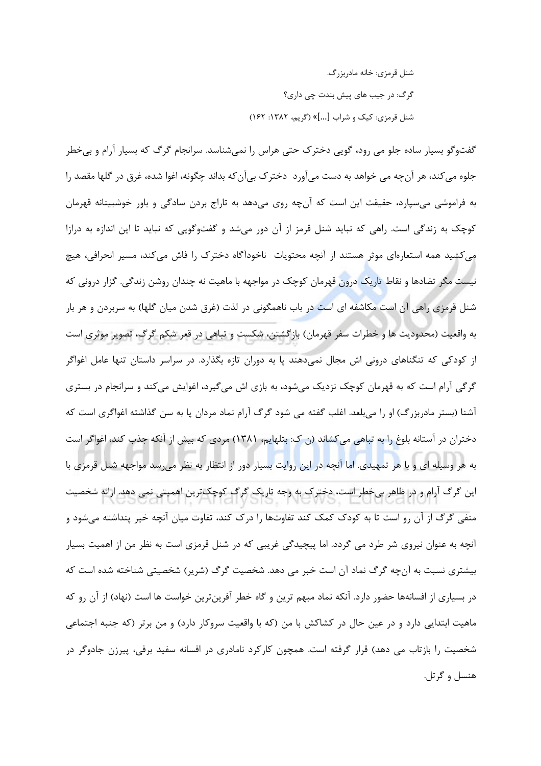شنل قرمزی: خانه مادربزرگ.

گرگ: در جیب های پیش بندت چی داری؟

شنل قرمزی: کیک و شراب [...]» (گریم، ۱۳۸۲: ۱۶۲)

گفت‌وگو بسیار ساده جلو می رود، گویی دخترک حتی هراس را نمی‌شناسد. سرانجام گرگ که بسیار آرام و بی‌خطر جلوه می‌کند، هر آن‌چه می خواهد به دست می‌آورد دخترک بی‌آن‌که بداند چگونه، اغوا شده، غرق در گلها مقصد را به فراموشی می‌سپارد، حقیقت این است که آن‌چه روی می‌دهد به تاراج بردن سادگی و باور خوشبینانه قهرمان کوچک به زندگی است. راهی که نباید شنل قرمز از آن دور می‌شد و گفت‌وگویی که نباید تا این اندازه به درازا می‌کشید همه استعاره‌ای موثر هستند از آنچه محتویات ناخودآگاه دخترک را فاش می‌کند، مسیر انحرافی، هیچ نیست مگر تضادها و نقاط تاریک درون قهرمان کوچک در مواجهه با ماهیت نه چندان روشن زندگی. گزار درونی که شنل قرمزی راهی آن است مکاشفه ای است در باب ناهمگونی در لذت (غرق شدن میان گلها) به سربردن و هر بار به واقعیت (محدودیت ها و خطرات سفر قهرمان) بازگشتن، شکست و تباهی در قعر شکم گرگ، تصویر موثری است از کودکی که تنگناهای درونی اش مجال نمی‌دهند پا به دوران تازه بگذارد. در سراسر داستان تنها عامل اغواگر گرگی آرام است که به قهرمان کوچک نزدیک می‌شود، به بازی اش می‌گیرد، اغوایش می‌کند و سرانجام در بستری آشنا (بستر مادربزرگ) او را می‌بلعد. اغلب گفته می شود گرگ آرام نماد مردان پا به سن گذاشته اغواگری است که دختران در آستانه بلوغ را به تباهی می‌کشاند (ن ک: بتلهایم، ۱۳۸۱) مردی که بیش از آنکه جذب کند، اغواگر است به هر وسیله ای و با هر تمهیدی. اما آنچه در این روایت بسیار دور از انتظار به نظر می‌رسد مواجهه شنل قرمزی با این گرگ آرام و در ظاهر بی‌خطر است، دخترک به وجه تاریک گرگ کوچک‌ترین اهمیتی نمی دهد. ارائه شخصیت منفی گرگ از آن رو است تا به کودک کمک کند تفاوت‌ها را درک کند، تفاوت میان آنچه خیر پنداشته می‌شود و آنچه به عنوان نیروی شر طرد می گردد. اما پیچیدگی غریبی که در شنل قرمزی است به نظر من از اهمیت بسیار بیشتری نسبت به آن‌چه گرگ نماد آن است خبر می دهد. شخصیت گرگ (شریر) شخصیتی شناخته شده است که در بسیاری از افسانه‌ها حضور دارد. آنکه نماد مبهم ترین و گاه خطر آفرین‌ترین خواست ها است (نهاد) از آن رو که ماهیت ابتدایی دارد و در عین حال در کشاکش با من (که با واقعیت سروکار دارد) و من برتر (که جنبه اجتماعی شخصیت را بازتاب می دهد) قرار گرفته است. همچون کارکرد نامادری در افسانه سفید برفی، پیرزن جادوگر در هنسل و گرتل.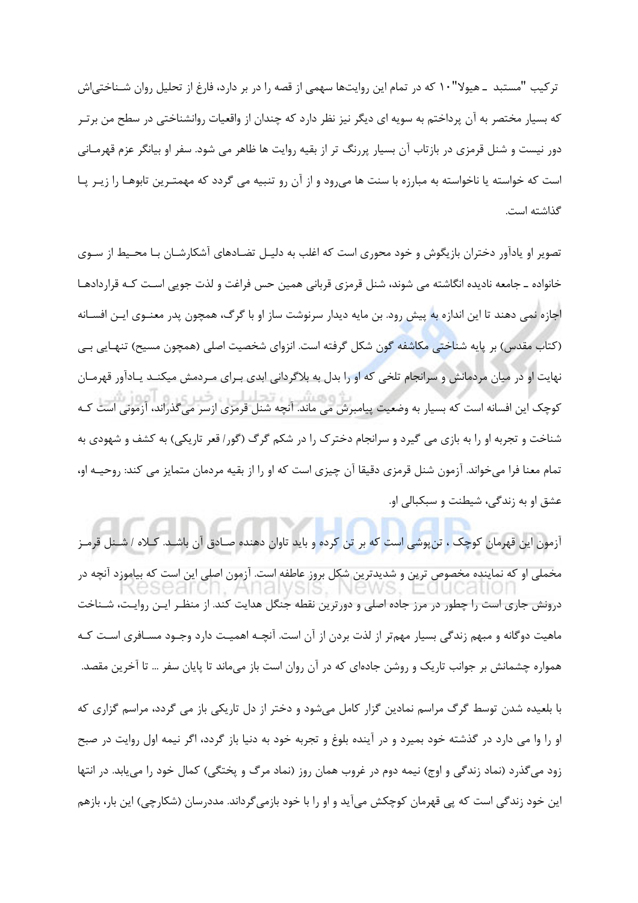ترکیب "مستبد ـ هیولا"۱۰ که در تمام این روایت‌ها سهمی از قصه را در بر دارد، فارغ از تحلیل روان شناختی‌اش که بسیار مختصر به آن پرداختم به سویه ای دیگر نیز نظر دارد که چندان از واقعیات روانشناختی در سطح من برتر دور نیست و شنل قرمزی در بازتاب آن بسیار پررنگ تر از بقیه روایت ها ظاهر می شود. سفر او بیانگر عزم قهرمانی است که خواسته یا ناخواسته به مبارزه با سنت ها می‌رود و از آن رو تنبیه می گردد که مهمترین تابوها را زیر پا گذاشته است.

تصویر او یادآور دختران بازیگوش و خود محوری است که اغلب به دلیل تضادهای آشکارشان با محیط از سوی خانواده ـ جامعه نادیده انگاشته می شوند، شنل قرمزی قربانی همین حس فراغت و لذت جویی است که قراردادها اجازه نمی دهند تا این اندازه به پیش رود. بن مایه دیدار سرنوشت ساز او با گرگ، همچون پدر معنوی این افسانه (کتاب مقدس) بر پایه شناختی مکاشفه گون شکل گرفته است. انزوای شخصیت اصلی (همچون مسیح) تنهایی بی نهایت او در میان مردمانش و سرانجام تلخی که او را بدل به بلاگردانی ابدی برای مردمش میکند یادآور قهرمان کوچک این افسانه است که بسیار به وضعیت پیامبرش می ماند. آنچه شنل قرمزی ازسر می‌گذراند، آزمونی است که شناخت و تجربه او را به بازی می گیرد و سرانجام دخترک را در شکم گرگ (گور/ قعر تاریکی) به کشف و شهودی به تمام معنا فرا می‌خواند. آزمون شنل قرمزی دقیقا آن چیزی است که او را از بقیه مردمان متمایز می کند: روحیه او، عشق او به زندگی، شیطنت و سبکبالی او.

آزمون این قهرمان کوچک ، تن‌پوشی است که بر تن کرده و باید تاوان دهنده صادق آن باشد. کلاه / شنل قرمز مخملی او که نماینده مخصوص ترین و شدیدترین شکل بروز عاطفه است. آزمون اصلی این است که بیاموزد آنچه در درونش جاری است را چطور در مرز جاده اصلی و دورترین نقطه جنگل هدایت کند. از منظر این روایت، شناخت ماهیت دوگانه و مبهم زندگی بسیار مهم‌تر از لذت بردن از آن است. آنچه اهمیت دارد وجود مسافری است که همواره چشمانش بر جوانب تاریک و روشن جاده‌ای که در آن روان است باز می‌ماند تا پایان سفر ... تا آخرین مقصد.

با بلعیده شدن توسط گرگ مراسم نمادین گزار کامل می‌شود و دختر از دل تاریکی باز می گردد، مراسم گزاری که او را وا می دارد در گذشته خود بمیرد و در آینده بلوغ و تجربه خود به دنیا باز گردد، اگر نیمه اول روایت در صبح زود می‌گذرد (نماد زندگی و اوج) نیمه دوم در غروب همان روز (نماد مرگ و پختگی) کمال خود را می‌یابد. در انتها این خود زندگی است که پی قهرمان کوچکش می‌آید و او را با خود بازمی‌گرداند. مددرسان (شکارچی) این بار، بازهم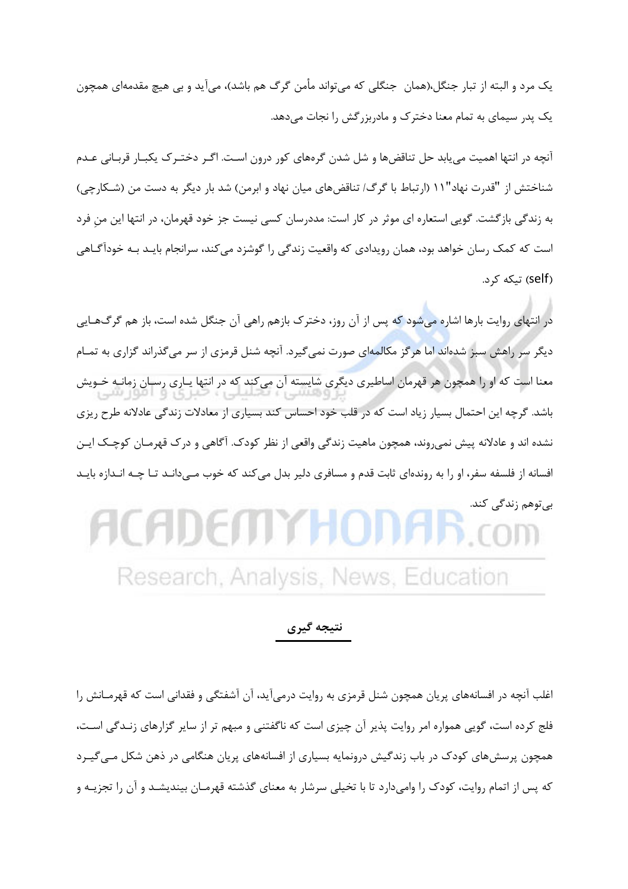یک مرد و البته از تبار جنگل،(همان  جنگلی که می‌تواند مأمن گرگ هم باشد)، می‌آید و بی هیچ مقدمه‌ای همچون یک پدر سیمای به تمام معنا دخترک و مادربزرگش را نجات می‌دهد.

آنچه در انتها اهمیت می‌یابد حل تناقض‌ها و شل شدن گره‌های کور درون است. اگر دخترک یکبار قربانی عدم شناختش از "قدرت نهاد"۱۱ (ارتباط با گرگ/ تناقض‌های میان نهاد و ابرمن) شد بار دیگر به دست من (شکارچی) به زندگی بازگشت. گویی استعاره ای موثر در کار است: مددرسان کسی نیست جز خود قهرمان، در انتها این منِ فرد است که کمک رسان خواهد بود، همان رویدادی که واقعیت زندگی را گوشزد می‌کند، سرانجام باید به خودآگاهی (self) تیکه کرد.

در انتهای روایت بارها اشاره می‌شود که پس از آن روز، دخترک بازهم راهی آن جنگل شده است، باز هم گرگ‌هایی دیگر سر راهش سبز شده‌اند اما هرگز مکالمه‌ای صورت نمی‌گیرد. آنچه شنل قرمزی از سر می‌گذراند گزاری به تمام معنا است که او را همچون هر قهرمان اساطیری دیگری شایسته آن می‌کند که در انتها یاری رسان زمانه خویش باشد. گرچه این احتمال بسیار زیاد است که در قلب خود احساس کند بسیاری از معادلات زندگی عادلانه طرح ریزی نشده اند و عادلانه پیش نمی‌روند، همچون ماهیت زندگی واقعی از نظر کودک. آگاهی و درک قهرمان کوچک این افسانه از فلسفه سفر، او را به رونده‌ای ثابت قدم و مسافری دلیر بدل می‌کند که خوب می‌داند تا چه اندازه باید بی‌توهم زندگی کند.

## نتیجه گیری

اغلب آنچه در افسانه‌های پریان همچون شنل قرمزی به روایت درمی‌آید، آن آشفتگی و فقدانی است که قهرمانش را فلج کرده است، گویی همواره امر روایت پذیر آن چیزی است که ناگفتنی و مبهم تر از سایر گزارهای زندگی است، همچون پرسش‌های کودک در باب زندگیش درونمایه بسیاری از افسانه‌های پریان هنگامی در ذهن شکل می‌گیرد که پس از اتمام روایت، کودک را وامی‌دارد تا با تخیلی سرشار به معنای گذشته قهرمان بیندیشد و آن را تجزیه و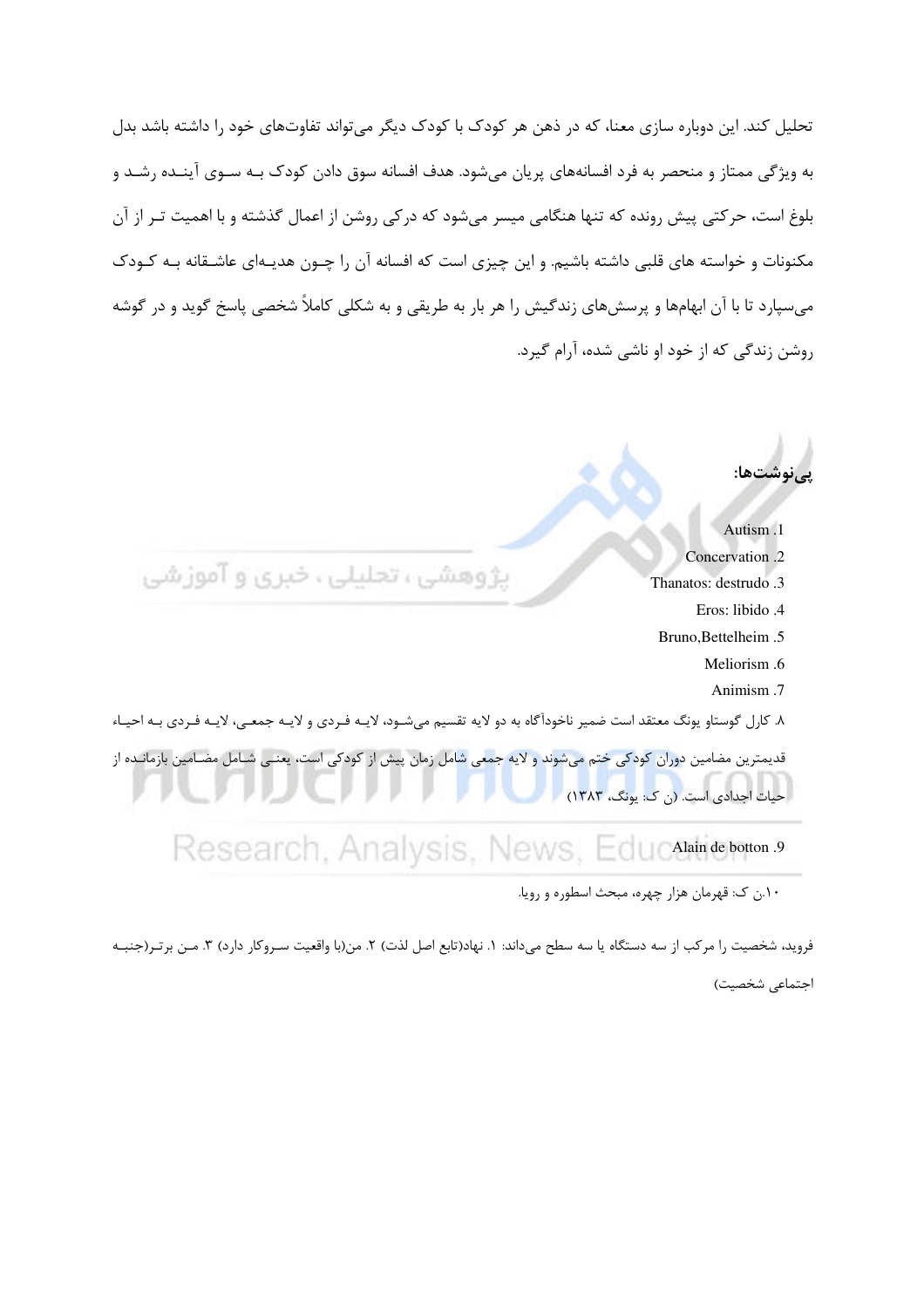تحلیل کند. این دوباره سازی معنا، که در ذهن هر کودک با کودک دیگر می‌تواند تفاوت‌های خود را داشته باشد بدل به ویژگی ممتاز و منحصر به فرد افسانه‌های پریان می‌شود. هدف افسانه سوق دادن کودک به سوی آینده رشد و بلوغ است، حرکتی پیش رونده که تنها هنگامی میسر می‌شود که درکی روشن از اعمال گذشته و با اهمیت تر از آن مکنونات و خواسته های قلبی داشته باشیم. و این چیزی است که افسانه آن را چون هدیه‌ای عاشقانه به کودک می‌سپارد تا با آن ابهام‌ها و پرسش‌های زندگیش را هر بار به طریقی و به شکلی کاملاً شخصی پاسخ گوید و در گوشه روشن زندگی که از خود او ناشی شده، آرام گیرد.

## پی‌نوشت‌ها:

1. Autism
2. Concervation
3. Thanatos: destrudo
4. Eros: libido
5. Bruno,Bettelheim
6. Meliorism
7. Animism

۸. کارل گوستاو یونگ معتقد است ضمیر ناخودآگاه به دو لایه تقسیم می‌شود، لایه فردی و لایه جمعی، لایه فردی به احیاء قدیمترین مضامین دوران کودکی ختم می‌شوند و لایه جمعی شامل زمان پیش از کودکی است، یعنی شامل مضامین بازمانده از حیات اجدادی است. (ن ک: یونگ، ۱۳۸۳)

9. Alain de botton

۱۰.ن ک: قهرمان هزار چهره، مبحث اسطوره و رویا.

فروید، شخصیت را مرکب از سه دستگاه یا سه سطح می‌داند: ۱. نهاد(تابع اصل لذت) ۲. من(با واقعیت سروکار دارد) ۳. من برتر(جنبه اجتماعی شخصیت)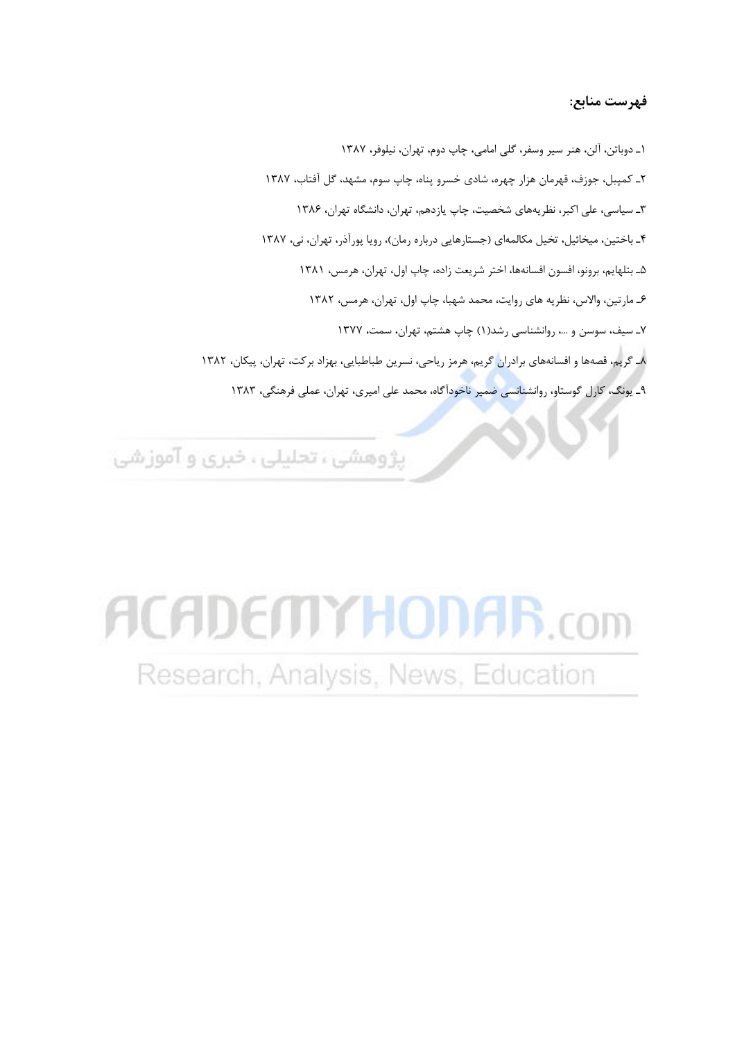## فهرست منابع:

۱ـ دوباتن، آلن، هنر سیر وسفر، گلی امامی، چاپ دوم، تهران، نیلوفر، ۱۳۸۷

۲ـ کمپبل، جوزف، قهرمان هزار چهره، شادی خسرو پناه، چاپ سوم، مشهد، گل آفتاب، ۱۳۸۷

۳ـ سیاسی، علی اکبر، نظریه‌های شخصیت، چاپ یازدهم، تهران، دانشگاه تهران، ۱۳۸۶

۴ـ باختین، میخائیل، تخیل مکالمه‌ای (جستارهایی درباره رمان)، رویا پورآذر، تهران، نی، ۱۳۸۷

۵ـ بتلهایم، برونو، افسون افسانه‌ها، اختر شریعت زاده، چاپ اول، تهران، هرمس، ۱۳۸۱

۶ـ مارتین، والاس، نظریه های روایت، محمد شهبا، چاپ اول، تهران، هرمس، ۱۳۸۲

۷ـ سیف، سوسن و ...، روانشناسی رشد(۱) چاپ هشتم، تهران، سمت، ۱۳۷۷

۸ـ گریم، قصه‌ها و افسانه‌های برادران گریم، هرمز ریاحی، نسرین طباطبایی، بهزاد برکت، تهران، پیکان، ۱۳۸۲

۹ـ یونگ، کارل گوستاو، روانشناسی ضمیر ناخودآگاه، محمد علی امیری، تهران، عملی فرهنگی، ۱۳۸۳